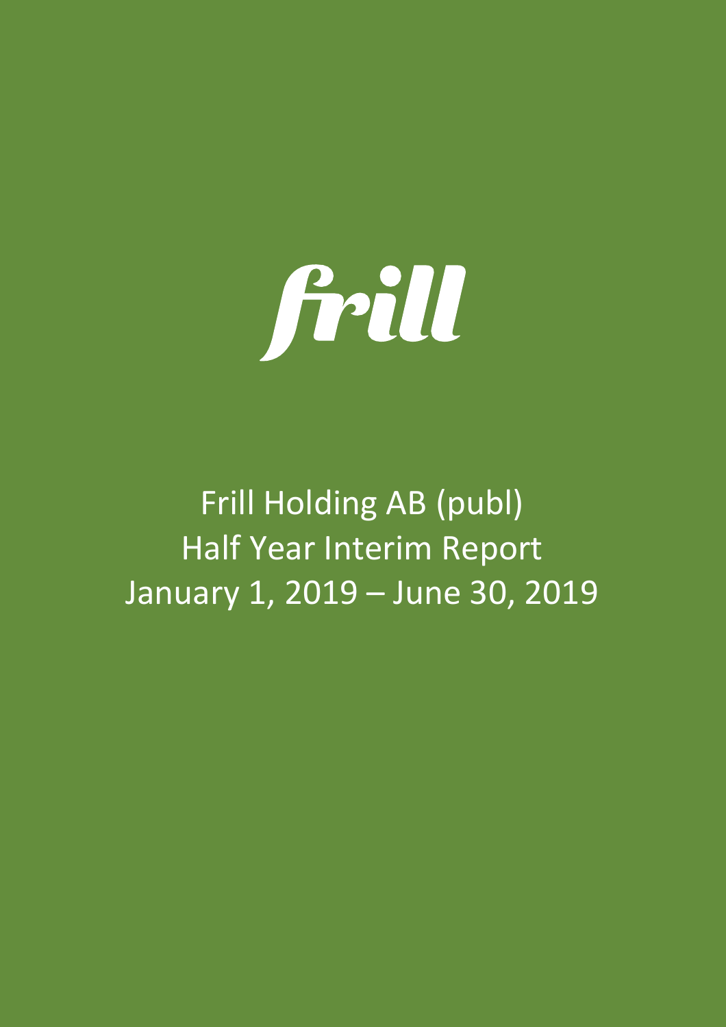frill

# Frill Holding AB (publ)
# Half Year Interim Report
# January 1, 2019 – June 30, 2019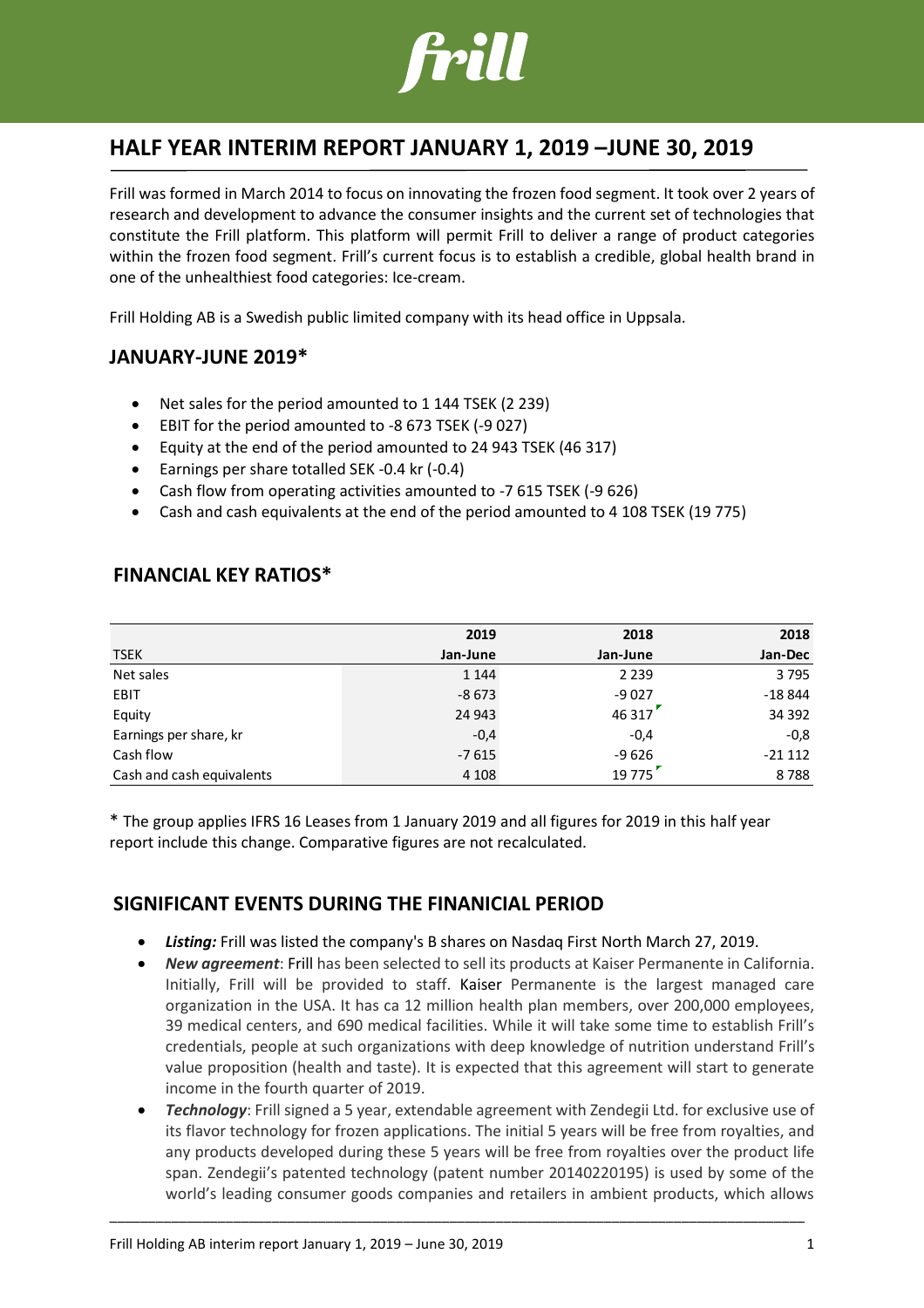# HALF YEAR INTERIM REPORT JANUARY 1, 2019 –JUNE 30, 2019

Frill was formed in March 2014 to focus on innovating the frozen food segment. It took over 2 years of research and development to advance the consumer insights and the current set of technologies that constitute the Frill platform. This platform will permit Frill to deliver a range of product categories within the frozen food segment. Frill's current focus is to establish a credible, global health brand in one of the unhealthiest food categories: Ice-cream.

Frill Holding AB is a Swedish public limited company with its head office in Uppsala.

## JANUARY-JUNE 2019*

- Net sales for the period amounted to 1 144 TSEK (2 239)
- EBIT for the period amounted to -8 673 TSEK (-9 027)
- Equity at the end of the period amounted to 24 943 TSEK (46 317)
- Earnings per share totalled SEK -0.4 kr (-0.4)
- Cash flow from operating activities amounted to -7 615 TSEK (-9 626)
- Cash and cash equivalents at the end of the period amounted to 4 108 TSEK (19 775)

## FINANCIAL KEY RATIOS*

| TSEK | 2019 Jan-June | 2018 Jan-June | 2018 Jan-Dec |
|---|---|---|---|
| Net sales | 1 144 | 2 239 | 3 795 |
| EBIT | -8 673 | -9 027 | -18 844 |
| Equity | 24 943 | 46 317 | 34 392 |
| Earnings per share, kr | -0,4 | -0,4 | -0,8 |
| Cash flow | -7 615 | -9 626 | -21 112 |
| Cash and cash equivalents | 4 108 | 19 775 | 8 788 |

* The group applies IFRS 16 Leases from 1 January 2019 and all figures for 2019 in this half year report include this change. Comparative figures are not recalculated.

## SIGNIFICANT EVENTS DURING THE FINANICIAL PERIOD

- ***Listing:*** Frill was listed the company's B shares on Nasdaq First North March 27, 2019.
- ***New agreement***: Frill has been selected to sell its products at Kaiser Permanente in California. Initially, Frill will be provided to staff. Kaiser Permanente is the largest managed care organization in the USA. It has ca 12 million health plan members, over 200,000 employees, 39 medical centers, and 690 medical facilities. While it will take some time to establish Frill's credentials, people at such organizations with deep knowledge of nutrition understand Frill's value proposition (health and taste). It is expected that this agreement will start to generate income in the fourth quarter of 2019.
- ***Technology***: Frill signed a 5 year, extendable agreement with Zendegii Ltd. for exclusive use of its flavor technology for frozen applications. The initial 5 years will be free from royalties, and any products developed during these 5 years will be free from royalties over the product life span. Zendegii's patented technology (patent number 20140220195) is used by some of the world's leading consumer goods companies and retailers in ambient products, which allows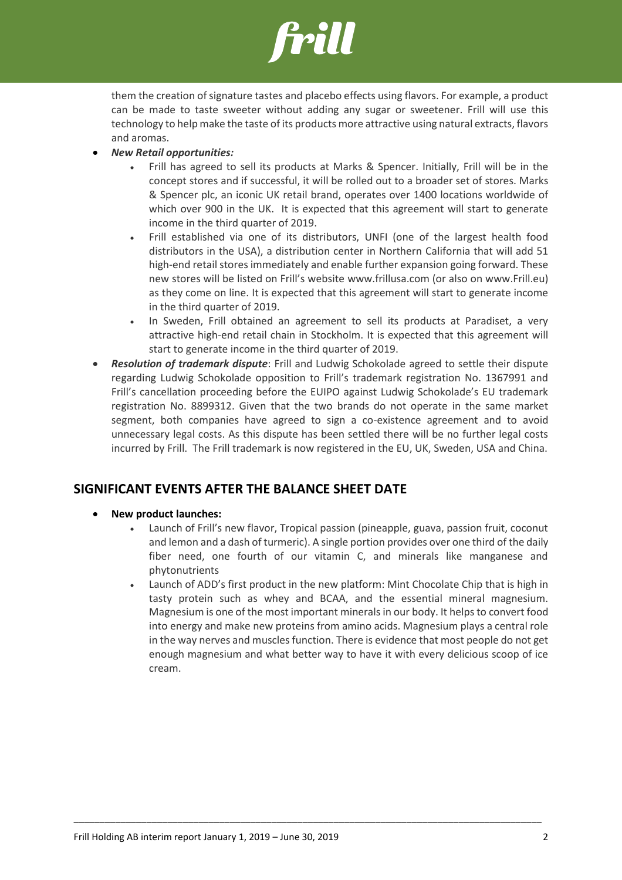them the creation of signature tastes and placebo effects using flavors. For example, a product can be made to taste sweeter without adding any sugar or sweetener. Frill will use this technology to help make the taste of its products more attractive using natural extracts, flavors and aromas.

- ***New Retail opportunities:***
  - Frill has agreed to sell its products at Marks & Spencer. Initially, Frill will be in the concept stores and if successful, it will be rolled out to a broader set of stores. Marks & Spencer plc, an iconic UK retail brand, operates over 1400 locations worldwide of which over 900 in the UK. It is expected that this agreement will start to generate income in the third quarter of 2019.
  - Frill established via one of its distributors, UNFI (one of the largest health food distributors in the USA), a distribution center in Northern California that will add 51 high-end retail stores immediately and enable further expansion going forward. These new stores will be listed on Frill's website www.frillusa.com (or also on www.Frill.eu) as they come on line. It is expected that this agreement will start to generate income in the third quarter of 2019.
  - In Sweden, Frill obtained an agreement to sell its products at Paradiset, a very attractive high-end retail chain in Stockholm. It is expected that this agreement will start to generate income in the third quarter of 2019.
- ***Resolution of trademark dispute***: Frill and Ludwig Schokolade agreed to settle their dispute regarding Ludwig Schokolade opposition to Frill's trademark registration No. 1367991 and Frill's cancellation proceeding before the EUIPO against Ludwig Schokolade's EU trademark registration No. 8899312. Given that the two brands do not operate in the same market segment, both companies have agreed to sign a co-existence agreement and to avoid unnecessary legal costs. As this dispute has been settled there will be no further legal costs incurred by Frill. The Frill trademark is now registered in the EU, UK, Sweden, USA and China.

## SIGNIFICANT EVENTS AFTER THE BALANCE SHEET DATE

- **New product launches:**
  - Launch of Frill's new flavor, Tropical passion (pineapple, guava, passion fruit, coconut and lemon and a dash of turmeric). A single portion provides over one third of the daily fiber need, one fourth of our vitamin C, and minerals like manganese and phytonutrients
  - Launch of ADD's first product in the new platform: Mint Chocolate Chip that is high in tasty protein such as whey and BCAA, and the essential mineral magnesium. Magnesium is one of the most important minerals in our body. It helps to convert food into energy and make new proteins from amino acids. Magnesium plays a central role in the way nerves and muscles function. There is evidence that most people do not get enough magnesium and what better way to have it with every delicious scoop of ice cream.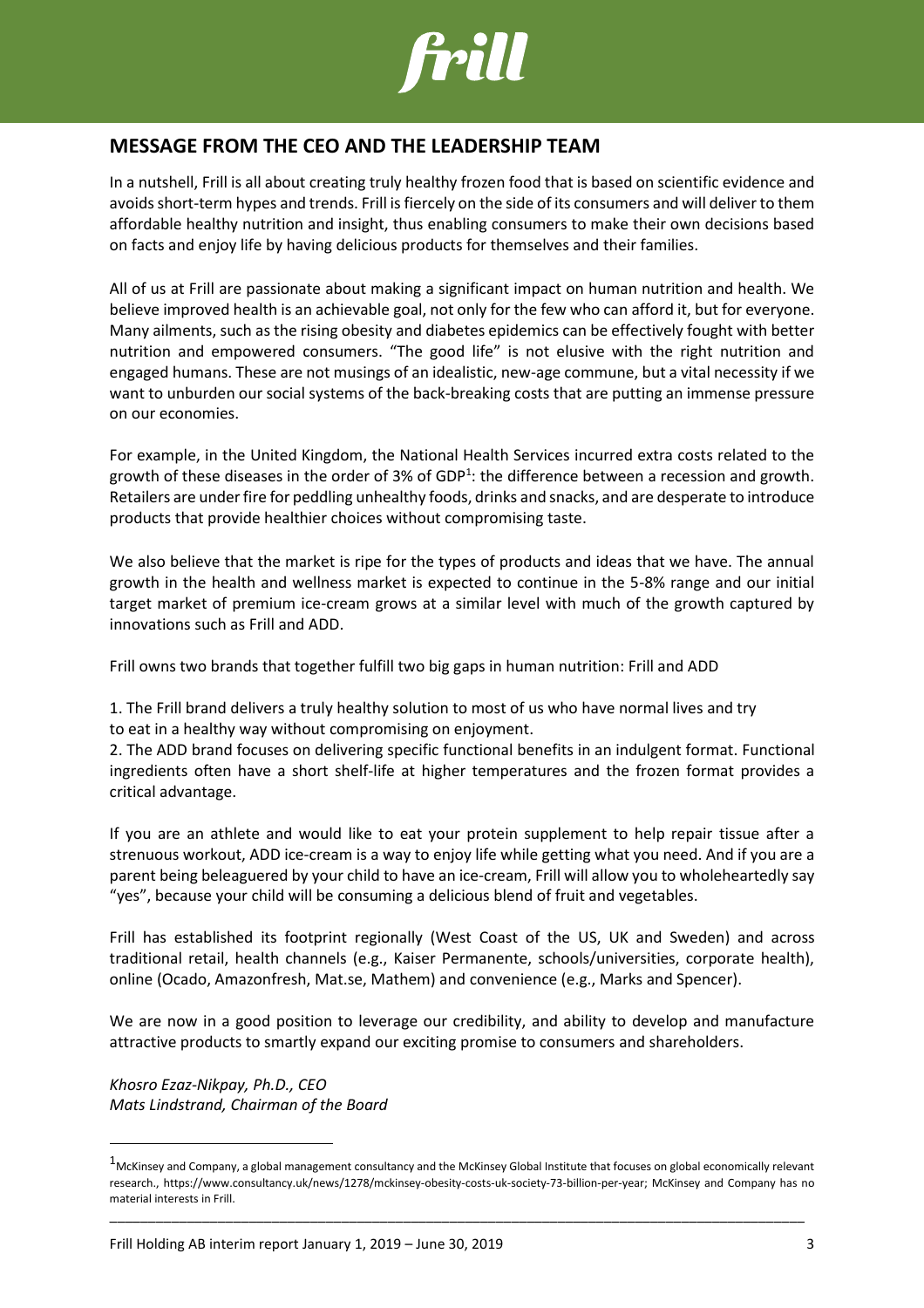## MESSAGE FROM THE CEO AND THE LEADERSHIP TEAM

In a nutshell, Frill is all about creating truly healthy frozen food that is based on scientific evidence and avoids short-term hypes and trends. Frill is fiercely on the side of its consumers and will deliver to them affordable healthy nutrition and insight, thus enabling consumers to make their own decisions based on facts and enjoy life by having delicious products for themselves and their families.

All of us at Frill are passionate about making a significant impact on human nutrition and health. We believe improved health is an achievable goal, not only for the few who can afford it, but for everyone. Many ailments, such as the rising obesity and diabetes epidemics can be effectively fought with better nutrition and empowered consumers. "The good life" is not elusive with the right nutrition and engaged humans. These are not musings of an idealistic, new-age commune, but a vital necessity if we want to unburden our social systems of the back-breaking costs that are putting an immense pressure on our economies.

For example, in the United Kingdom, the National Health Services incurred extra costs related to the growth of these diseases in the order of 3% of GDP[1]: the difference between a recession and growth. Retailers are under fire for peddling unhealthy foods, drinks and snacks, and are desperate to introduce products that provide healthier choices without compromising taste.

We also believe that the market is ripe for the types of products and ideas that we have. The annual growth in the health and wellness market is expected to continue in the 5-8% range and our initial target market of premium ice-cream grows at a similar level with much of the growth captured by innovations such as Frill and ADD.

Frill owns two brands that together fulfill two big gaps in human nutrition: Frill and ADD

1. The Frill brand delivers a truly healthy solution to most of us who have normal lives and try to eat in a healthy way without compromising on enjoyment.
2. The ADD brand focuses on delivering specific functional benefits in an indulgent format. Functional ingredients often have a short shelf-life at higher temperatures and the frozen format provides a critical advantage.

If you are an athlete and would like to eat your protein supplement to help repair tissue after a strenuous workout, ADD ice-cream is a way to enjoy life while getting what you need. And if you are a parent being beleaguered by your child to have an ice-cream, Frill will allow you to wholeheartedly say "yes", because your child will be consuming a delicious blend of fruit and vegetables.

Frill has established its footprint regionally (West Coast of the US, UK and Sweden) and across traditional retail, health channels (e.g., Kaiser Permanente, schools/universities, corporate health), online (Ocado, Amazonfresh, Mat.se, Mathem) and convenience (e.g., Marks and Spencer).

We are now in a good position to leverage our credibility, and ability to develop and manufacture attractive products to smartly expand our exciting promise to consumers and shareholders.

*Khosro Ezaz-Nikpay, Ph.D., CEO*
*Mats Lindstrand, Chairman of the Board*

---

[1] McKinsey and Company, a global management consultancy and the McKinsey Global Institute that focuses on global economically relevant research., https://www.consultancy.uk/news/1278/mckinsey-obesity-costs-uk-society-73-billion-per-year; McKinsey and Company has no material interests in Frill.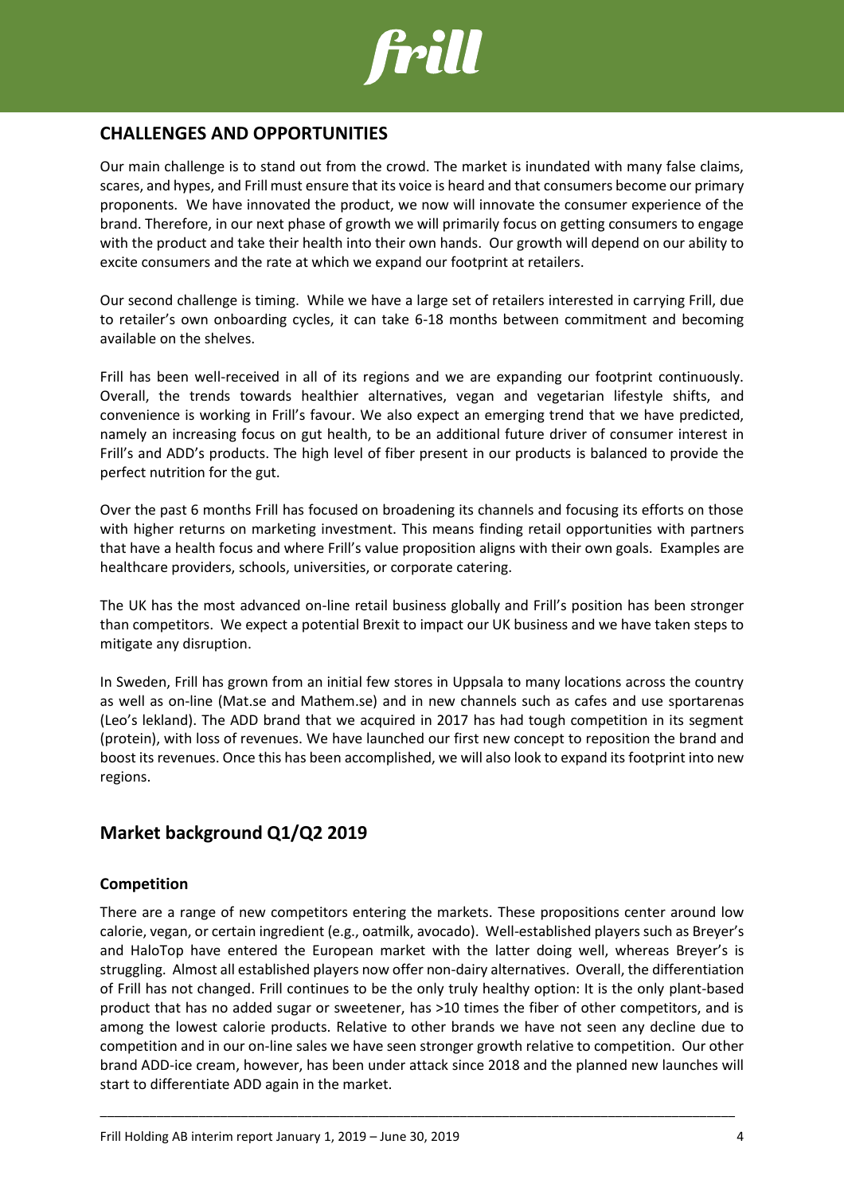## CHALLENGES AND OPPORTUNITIES

Our main challenge is to stand out from the crowd. The market is inundated with many false claims, scares, and hypes, and Frill must ensure that its voice is heard and that consumers become our primary proponents. We have innovated the product, we now will innovate the consumer experience of the brand. Therefore, in our next phase of growth we will primarily focus on getting consumers to engage with the product and take their health into their own hands. Our growth will depend on our ability to excite consumers and the rate at which we expand our footprint at retailers.

Our second challenge is timing. While we have a large set of retailers interested in carrying Frill, due to retailer's own onboarding cycles, it can take 6-18 months between commitment and becoming available on the shelves.

Frill has been well-received in all of its regions and we are expanding our footprint continuously. Overall, the trends towards healthier alternatives, vegan and vegetarian lifestyle shifts, and convenience is working in Frill's favour. We also expect an emerging trend that we have predicted, namely an increasing focus on gut health, to be an additional future driver of consumer interest in Frill's and ADD's products. The high level of fiber present in our products is balanced to provide the perfect nutrition for the gut.

Over the past 6 months Frill has focused on broadening its channels and focusing its efforts on those with higher returns on marketing investment. This means finding retail opportunities with partners that have a health focus and where Frill's value proposition aligns with their own goals. Examples are healthcare providers, schools, universities, or corporate catering.

The UK has the most advanced on-line retail business globally and Frill's position has been stronger than competitors. We expect a potential Brexit to impact our UK business and we have taken steps to mitigate any disruption.

In Sweden, Frill has grown from an initial few stores in Uppsala to many locations across the country as well as on-line (Mat.se and Mathem.se) and in new channels such as cafes and use sportarenas (Leo's lekland). The ADD brand that we acquired in 2017 has had tough competition in its segment (protein), with loss of revenues. We have launched our first new concept to reposition the brand and boost its revenues. Once this has been accomplished, we will also look to expand its footprint into new regions.

## Market background Q1/Q2 2019

### Competition

There are a range of new competitors entering the markets. These propositions center around low calorie, vegan, or certain ingredient (e.g., oatmilk, avocado). Well-established players such as Breyer's and HaloTop have entered the European market with the latter doing well, whereas Breyer's is struggling. Almost all established players now offer non-dairy alternatives. Overall, the differentiation of Frill has not changed. Frill continues to be the only truly healthy option: It is the only plant-based product that has no added sugar or sweetener, has >10 times the fiber of other competitors, and is among the lowest calorie products. Relative to other brands we have not seen any decline due to competition and in our on-line sales we have seen stronger growth relative to competition. Our other brand ADD-ice cream, however, has been under attack since 2018 and the planned new launches will start to differentiate ADD again in the market.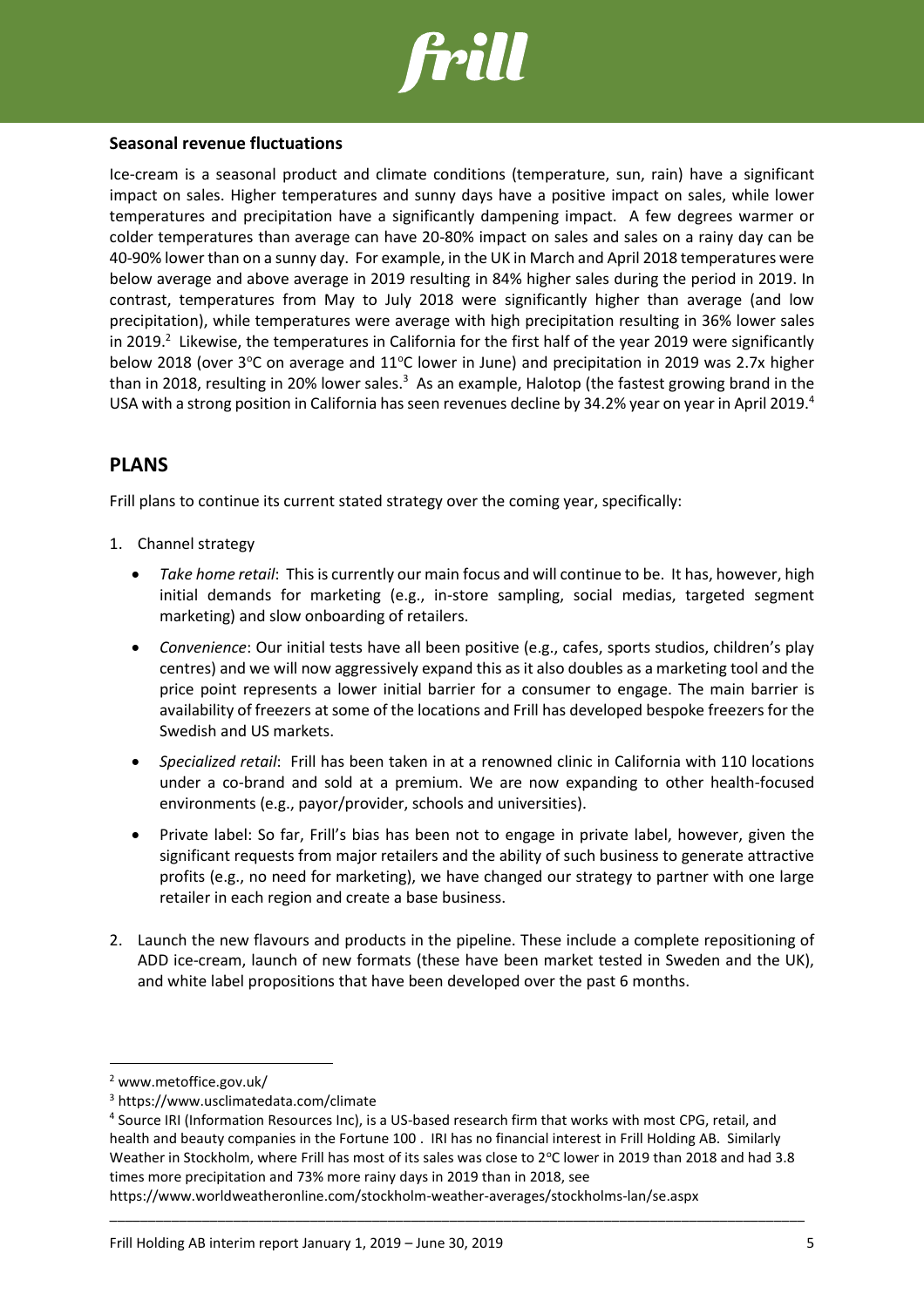### Seasonal revenue fluctuations

Ice-cream is a seasonal product and climate conditions (temperature, sun, rain) have a significant impact on sales. Higher temperatures and sunny days have a positive impact on sales, while lower temperatures and precipitation have a significantly dampening impact. A few degrees warmer or colder temperatures than average can have 20-80% impact on sales and sales on a rainy day can be 40-90% lower than on a sunny day. For example, in the UK in March and April 2018 temperatures were below average and above average in 2019 resulting in 84% higher sales during the period in 2019. In contrast, temperatures from May to July 2018 were significantly higher than average (and low precipitation), while temperatures were average with high precipitation resulting in 36% lower sales in 2019.[2] Likewise, the temperatures in California for the first half of the year 2019 were significantly below 2018 (over 3°C on average and 11°C lower in June) and precipitation in 2019 was 2.7x higher than in 2018, resulting in 20% lower sales.[3] As an example, Halotop (the fastest growing brand in the USA with a strong position in California has seen revenues decline by 34.2% year on year in April 2019.[4]

## PLANS

Frill plans to continue its current stated strategy over the coming year, specifically:

1. Channel strategy
   - *Take home retail*: This is currently our main focus and will continue to be. It has, however, high initial demands for marketing (e.g., in-store sampling, social medias, targeted segment marketing) and slow onboarding of retailers.
   - *Convenience*: Our initial tests have all been positive (e.g., cafes, sports studios, children's play centres) and we will now aggressively expand this as it also doubles as a marketing tool and the price point represents a lower initial barrier for a consumer to engage. The main barrier is availability of freezers at some of the locations and Frill has developed bespoke freezers for the Swedish and US markets.
   - *Specialized retail*: Frill has been taken in at a renowned clinic in California with 110 locations under a co-brand and sold at a premium. We are now expanding to other health-focused environments (e.g., payor/provider, schools and universities).
   - Private label: So far, Frill's bias has been not to engage in private label, however, given the significant requests from major retailers and the ability of such business to generate attractive profits (e.g., no need for marketing), we have changed our strategy to partner with one large retailer in each region and create a base business.
2. Launch the new flavours and products in the pipeline. These include a complete repositioning of ADD ice-cream, launch of new formats (these have been market tested in Sweden and the UK), and white label propositions that have been developed over the past 6 months.

---

[2] www.metoffice.gov.uk/

[3] https://www.usclimatedata.com/climate

[4] Source IRI (Information Resources Inc), is a US-based research firm that works with most CPG, retail, and health and beauty companies in the Fortune 100 . IRI has no financial interest in Frill Holding AB. Similarly Weather in Stockholm, where Frill has most of its sales was close to 2°C lower in 2019 than 2018 and had 3.8 times more precipitation and 73% more rainy days in 2019 than in 2018, see https://www.worldweatheronline.com/stockholm-weather-averages/stockholms-lan/se.aspx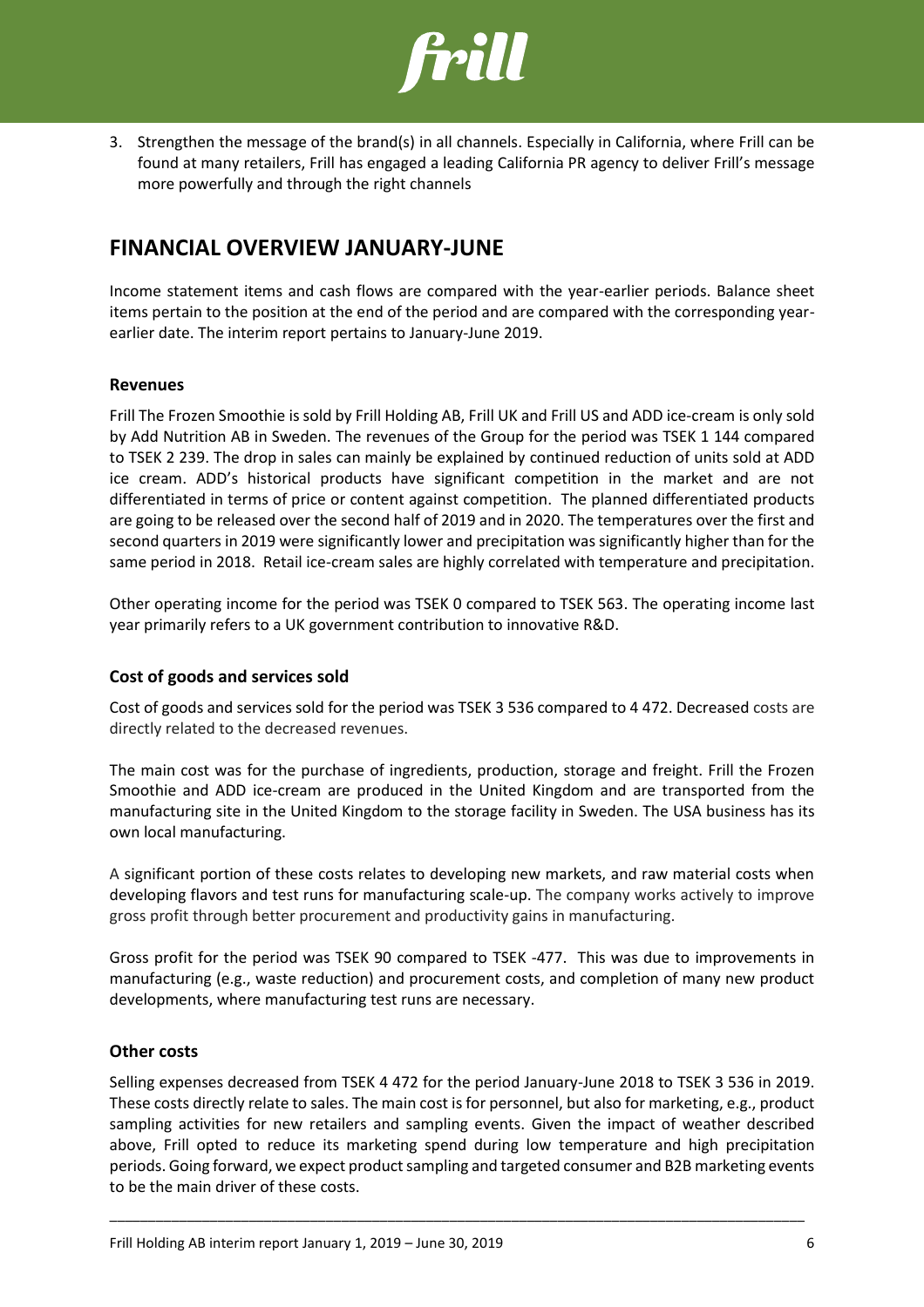3. Strengthen the message of the brand(s) in all channels. Especially in California, where Frill can be found at many retailers, Frill has engaged a leading California PR agency to deliver Frill's message more powerfully and through the right channels

## FINANCIAL OVERVIEW JANUARY-JUNE

Income statement items and cash flows are compared with the year-earlier periods. Balance sheet items pertain to the position at the end of the period and are compared with the corresponding year-earlier date. The interim report pertains to January-June 2019.

### Revenues

Frill The Frozen Smoothie is sold by Frill Holding AB, Frill UK and Frill US and ADD ice-cream is only sold by Add Nutrition AB in Sweden. The revenues of the Group for the period was TSEK 1 144 compared to TSEK 2 239. The drop in sales can mainly be explained by continued reduction of units sold at ADD ice cream. ADD's historical products have significant competition in the market and are not differentiated in terms of price or content against competition. The planned differentiated products are going to be released over the second half of 2019 and in 2020. The temperatures over the first and second quarters in 2019 were significantly lower and precipitation was significantly higher than for the same period in 2018. Retail ice-cream sales are highly correlated with temperature and precipitation.

Other operating income for the period was TSEK 0 compared to TSEK 563. The operating income last year primarily refers to a UK government contribution to innovative R&D.

### Cost of goods and services sold

Cost of goods and services sold for the period was TSEK 3 536 compared to 4 472. Decreased costs are directly related to the decreased revenues.

The main cost was for the purchase of ingredients, production, storage and freight. Frill the Frozen Smoothie and ADD ice-cream are produced in the United Kingdom and are transported from the manufacturing site in the United Kingdom to the storage facility in Sweden. The USA business has its own local manufacturing.

A significant portion of these costs relates to developing new markets, and raw material costs when developing flavors and test runs for manufacturing scale-up. The company works actively to improve gross profit through better procurement and productivity gains in manufacturing.

Gross profit for the period was TSEK 90 compared to TSEK -477. This was due to improvements in manufacturing (e.g., waste reduction) and procurement costs, and completion of many new product developments, where manufacturing test runs are necessary.

### Other costs

Selling expenses decreased from TSEK 4 472 for the period January-June 2018 to TSEK 3 536 in 2019. These costs directly relate to sales. The main cost is for personnel, but also for marketing, e.g., product sampling activities for new retailers and sampling events. Given the impact of weather described above, Frill opted to reduce its marketing spend during low temperature and high precipitation periods. Going forward, we expect product sampling and targeted consumer and B2B marketing events to be the main driver of these costs.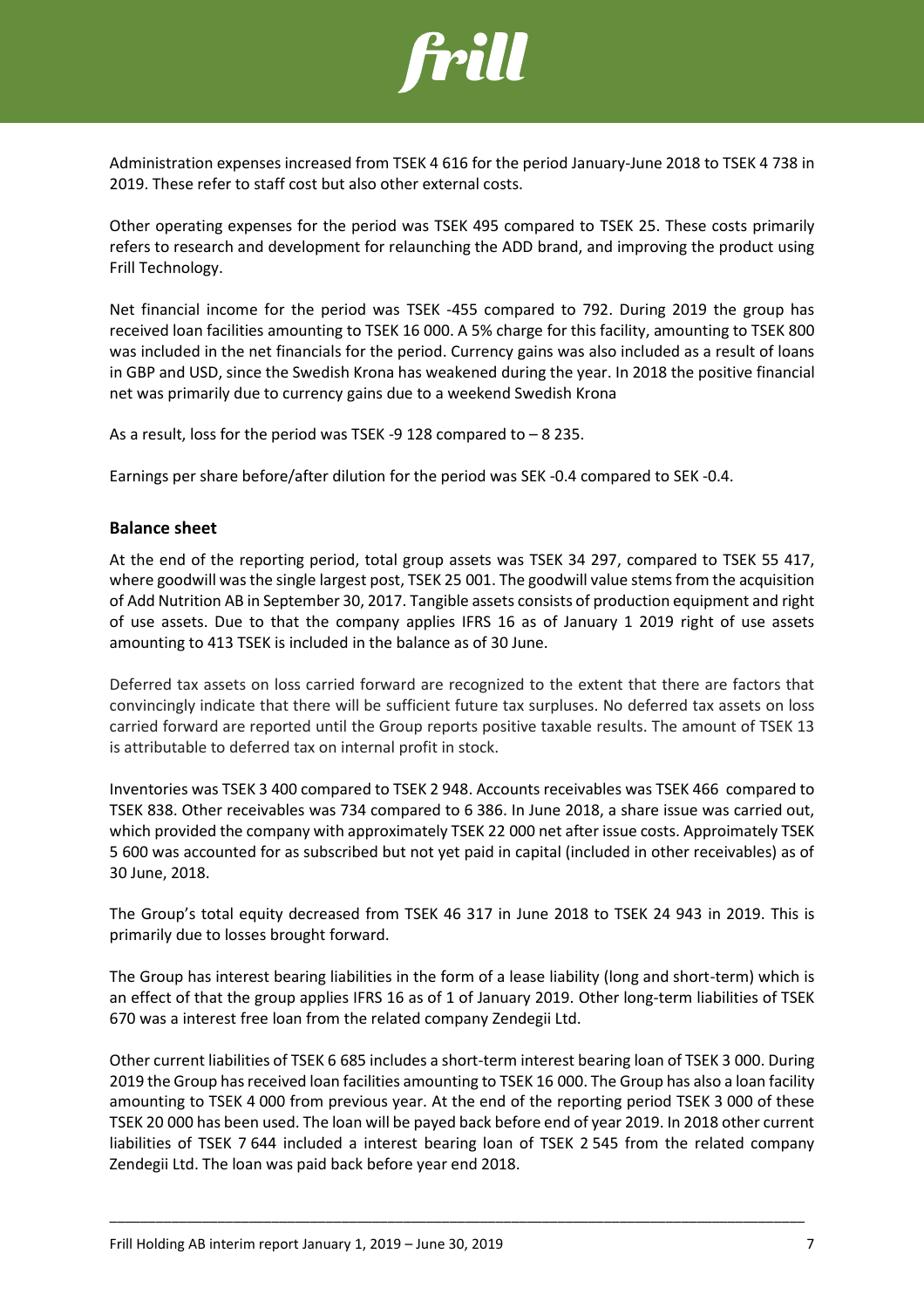Administration expenses increased from TSEK 4 616 for the period January-June 2018 to TSEK 4 738 in 2019. These refer to staff cost but also other external costs.

Other operating expenses for the period was TSEK 495 compared to TSEK 25. These costs primarily refers to research and development for relaunching the ADD brand, and improving the product using Frill Technology.

Net financial income for the period was TSEK -455 compared to 792. During 2019 the group has received loan facilities amounting to TSEK 16 000. A 5% charge for this facility, amounting to TSEK 800 was included in the net financials for the period. Currency gains was also included as a result of loans in GBP and USD, since the Swedish Krona has weakened during the year. In 2018 the positive financial net was primarily due to currency gains due to a weekend Swedish Krona

As a result, loss for the period was TSEK -9 128 compared to – 8 235.

Earnings per share before/after dilution for the period was SEK -0.4 compared to SEK -0.4.

## Balance sheet

At the end of the reporting period, total group assets was TSEK 34 297, compared to TSEK 55 417, where goodwill was the single largest post, TSEK 25 001. The goodwill value stems from the acquisition of Add Nutrition AB in September 30, 2017. Tangible assets consists of production equipment and right of use assets. Due to that the company applies IFRS 16 as of January 1 2019 right of use assets amounting to 413 TSEK is included in the balance as of 30 June.

Deferred tax assets on loss carried forward are recognized to the extent that there are factors that convincingly indicate that there will be sufficient future tax surpluses. No deferred tax assets on loss carried forward are reported until the Group reports positive taxable results. The amount of TSEK 13 is attributable to deferred tax on internal profit in stock.

Inventories was TSEK 3 400 compared to TSEK 2 948. Accounts receivables was TSEK 466 compared to TSEK 838. Other receivables was 734 compared to 6 386. In June 2018, a share issue was carried out, which provided the company with approximately TSEK 22 000 net after issue costs. Approimately TSEK 5 600 was accounted for as subscribed but not yet paid in capital (included in other receivables) as of 30 June, 2018.

The Group's total equity decreased from TSEK 46 317 in June 2018 to TSEK 24 943 in 2019. This is primarily due to losses brought forward.

The Group has interest bearing liabilities in the form of a lease liability (long and short-term) which is an effect of that the group applies IFRS 16 as of 1 of January 2019. Other long-term liabilities of TSEK 670 was a interest free loan from the related company Zendegii Ltd.

Other current liabilities of TSEK 6 685 includes a short-term interest bearing loan of TSEK 3 000. During 2019 the Group has received loan facilities amounting to TSEK 16 000. The Group has also a loan facility amounting to TSEK 4 000 from previous year. At the end of the reporting period TSEK 3 000 of these TSEK 20 000 has been used. The loan will be payed back before end of year 2019. In 2018 other current liabilities of TSEK 7 644 included a interest bearing loan of TSEK 2 545 from the related company Zendegii Ltd. The loan was paid back before year end 2018.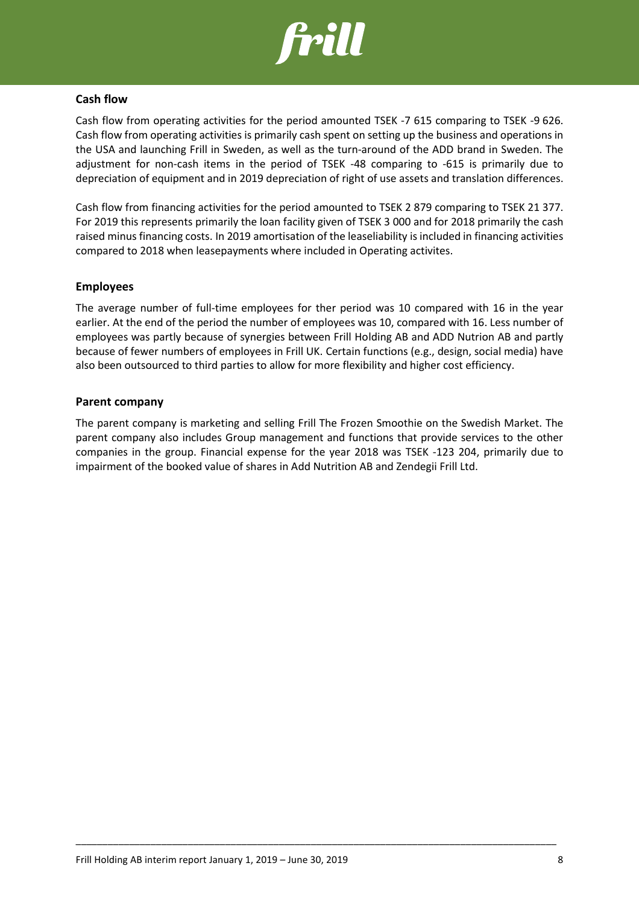## Cash flow

Cash flow from operating activities for the period amounted TSEK -7 615 comparing to TSEK -9 626. Cash flow from operating activities is primarily cash spent on setting up the business and operations in the USA and launching Frill in Sweden, as well as the turn-around of the ADD brand in Sweden. The adjustment for non-cash items in the period of TSEK -48 comparing to -615 is primarily due to depreciation of equipment and in 2019 depreciation of right of use assets and translation differences.

Cash flow from financing activities for the period amounted to TSEK 2 879 comparing to TSEK 21 377. For 2019 this represents primarily the loan facility given of TSEK 3 000 and for 2018 primarily the cash raised minus financing costs. In 2019 amortisation of the leaseliability is included in financing activities compared to 2018 when leasepayments where included in Operating activites.

## Employees

The average number of full-time employees for ther period was 10 compared with 16 in the year earlier. At the end of the period the number of employees was 10, compared with 16. Less number of employees was partly because of synergies between Frill Holding AB and ADD Nutrion AB and partly because of fewer numbers of employees in Frill UK. Certain functions (e.g., design, social media) have also been outsourced to third parties to allow for more flexibility and higher cost efficiency.

## Parent company

The parent company is marketing and selling Frill The Frozen Smoothie on the Swedish Market. The parent company also includes Group management and functions that provide services to the other companies in the group. Financial expense for the year 2018 was TSEK -123 204, primarily due to impairment of the booked value of shares in Add Nutrition AB and Zendegii Frill Ltd.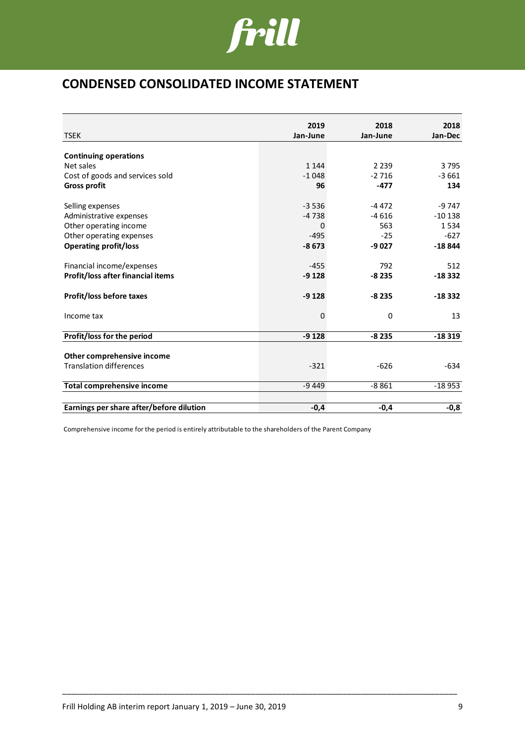# CONDENSED CONSOLIDATED INCOME STATEMENT

| TSEK | 2019 Jan-June | 2018 Jan-June | 2018 Jan-Dec |
|---|---|---|---|
| **Continuing operations** | | | |
| Net sales | 1 144 | 2 239 | 3 795 |
| Cost of goods and services sold | -1 048 | -2 716 | -3 661 |
| **Gross profit** | **96** | **-477** | **134** |
| | | | |
| Selling expenses | -3 536 | -4 472 | -9 747 |
| Administrative expenses | -4 738 | -4 616 | -10 138 |
| Other operating income | 0 | 563 | 1 534 |
| Other operating expenses | -495 | -25 | -627 |
| **Operating profit/loss** | **-8 673** | **-9 027** | **-18 844** |
| | | | |
| Financial income/expenses | -455 | 792 | 512 |
| **Profit/loss after financial items** | **-9 128** | **-8 235** | **-18 332** |
| | | | |
| **Profit/loss before taxes** | **-9 128** | **-8 235** | **-18 332** |
| | | | |
| Income tax | 0 | 0 | 13 |
| | | | |
| **Profit/loss for the period** | **-9 128** | **-8 235** | **-18 319** |
| | | | |
| **Other comprehensive income** | | | |
| Translation differences | -321 | -626 | -634 |
| | | | |
| **Total comprehensive income** | -9 449 | -8 861 | -18 953 |
| | | | |
| **Earnings per share after/before dilution** | **-0,4** | **-0,4** | **-0,8** |

Comprehensive income for the period is entirely attributable to the shareholders of the Parent Company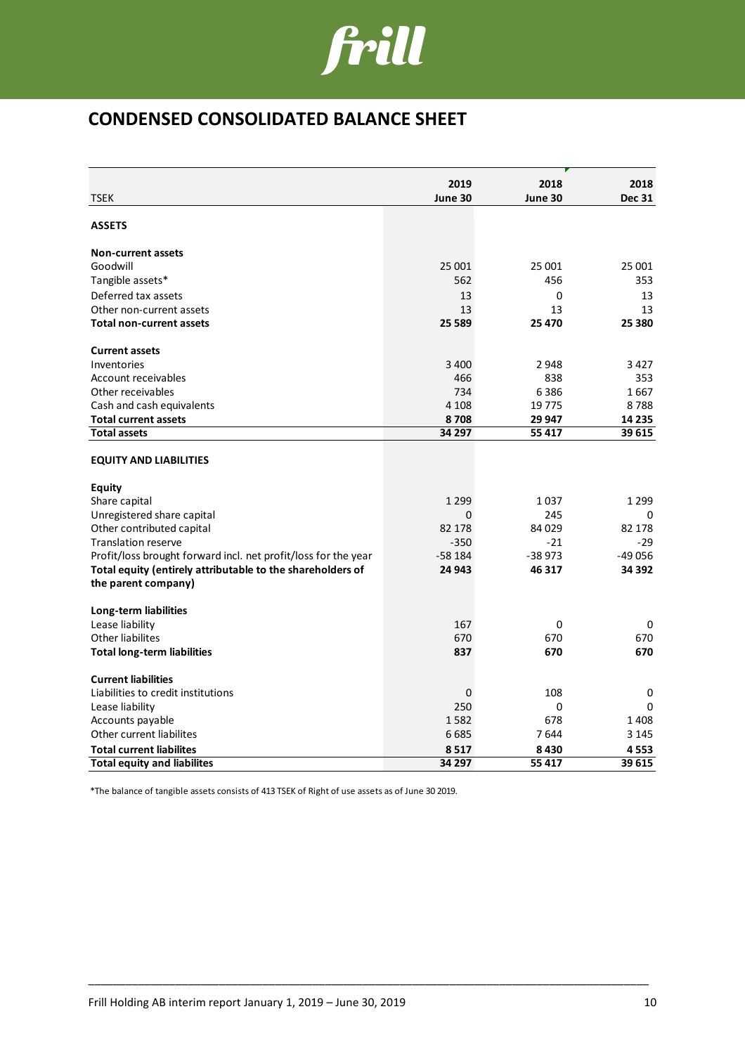# CONDENSED CONSOLIDATED BALANCE SHEET

| TSEK | 2019 June 30 | 2018 June 30 | 2018 Dec 31 |
|---|---|---|---|
| **ASSETS** | | | |
| **Non-current assets** | | | |
| Goodwill | 25 001 | 25 001 | 25 001 |
| Tangible assets* | 562 | 456 | 353 |
| Deferred tax assets | 13 | 0 | 13 |
| Other non-current assets | 13 | 13 | 13 |
| **Total non-current assets** | **25 589** | **25 470** | **25 380** |
| **Current assets** | | | |
| Inventories | 3 400 | 2 948 | 3 427 |
| Account receivables | 466 | 838 | 353 |
| Other receivables | 734 | 6 386 | 1 667 |
| Cash and cash equivalents | 4 108 | 19 775 | 8 788 |
| **Total current assets** | **8 708** | **29 947** | **14 235** |
| **Total assets** | **34 297** | **55 417** | **39 615** |
| **EQUITY AND LIABILITIES** | | | |
| **Equity** | | | |
| Share capital | 1 299 | 1 037 | 1 299 |
| Unregistered share capital | 0 | 245 | 0 |
| Other contributed capital | 82 178 | 84 029 | 82 178 |
| Translation reserve | -350 | -21 | -29 |
| Profit/loss brought forward incl. net profit/loss for the year | -58 184 | -38 973 | -49 056 |
| **Total equity (entirely attributable to the shareholders of the parent company)** | **24 943** | **46 317** | **34 392** |
| **Long-term liabilities** | | | |
| Lease liability | 167 | 0 | 0 |
| Other liabilites | 670 | 670 | 670 |
| **Total long-term liabilities** | **837** | **670** | **670** |
| **Current liabilities** | | | |
| Liabilities to credit institutions | 0 | 108 | 0 |
| Lease liability | 250 | 0 | 0 |
| Accounts payable | 1 582 | 678 | 1 408 |
| Other current liabilites | 6 685 | 7 644 | 3 145 |
| **Total current liabilites** | **8 517** | **8 430** | **4 553** |
| **Total equity and liabilites** | **34 297** | **55 417** | **39 615** |

*The balance of tangible assets consists of 413 TSEK of Right of use assets as of June 30 2019.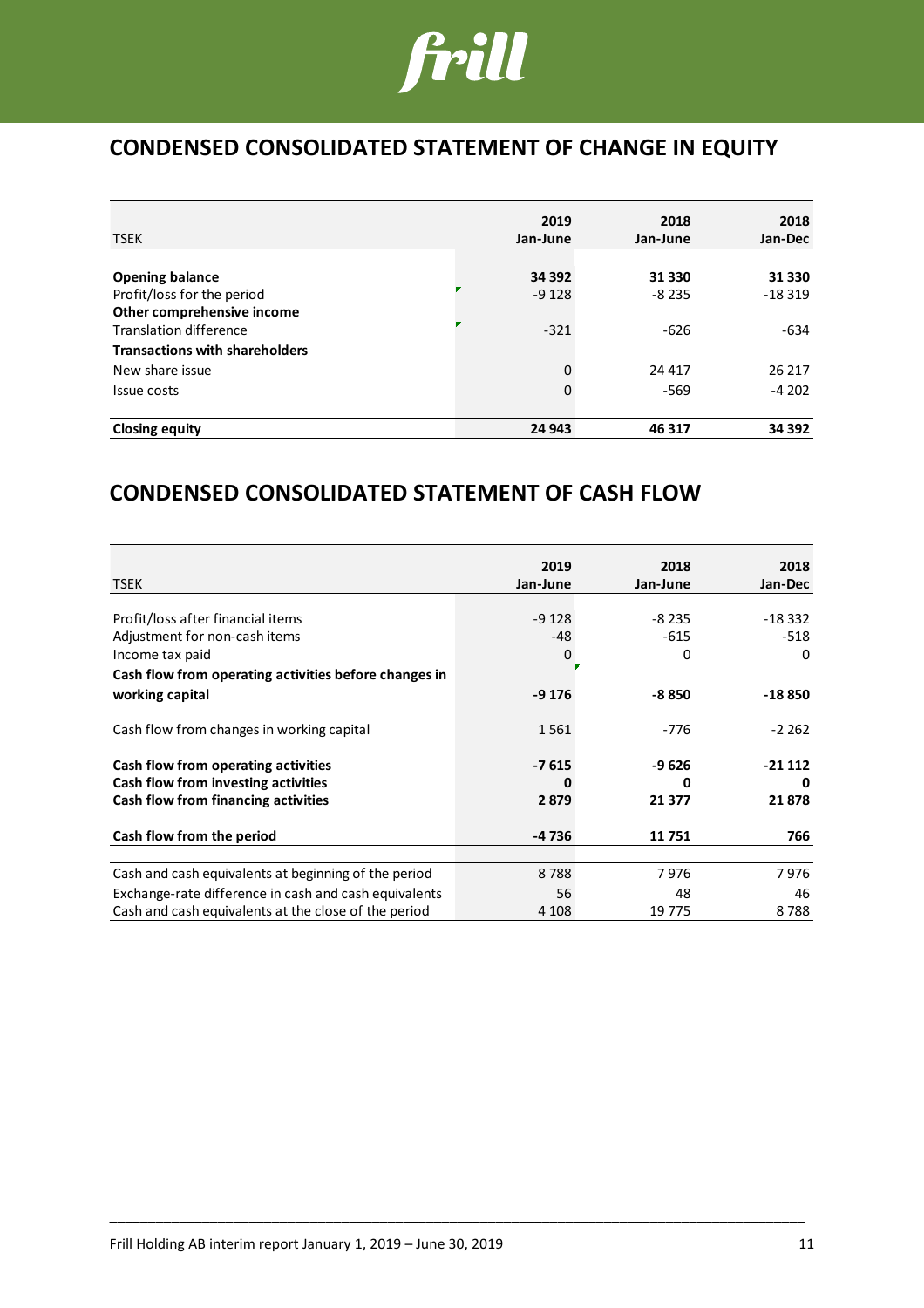## CONDENSED CONSOLIDATED STATEMENT OF CHANGE IN EQUITY

| TSEK | 2019 Jan-June | 2018 Jan-June | 2018 Jan-Dec |
|---|---|---|---|
| **Opening balance** | **34 392** | **31 330** | **31 330** |
| Profit/loss for the period | -9 128 | -8 235 | -18 319 |
| **Other comprehensive income** | | | |
| Translation difference | -321 | -626 | -634 |
| **Transactions with shareholders** | | | |
| New share issue | 0 | 24 417 | 26 217 |
| Issue costs | 0 | -569 | -4 202 |
| **Closing equity** | **24 943** | **46 317** | **34 392** |

## CONDENSED CONSOLIDATED STATEMENT OF CASH FLOW

| TSEK | 2019 Jan-June | 2018 Jan-June | 2018 Jan-Dec |
|---|---|---|---|
| Profit/loss after financial items | -9 128 | -8 235 | -18 332 |
| Adjustment for non-cash items | -48 | -615 | -518 |
| Income tax paid | 0 | 0 | 0 |
| **Cash flow from operating activities before changes in working capital** | **-9 176** | **-8 850** | **-18 850** |
| Cash flow from changes in working capital | 1 561 | -776 | -2 262 |
| **Cash flow from operating activities** | **-7 615** | **-9 626** | **-21 112** |
| **Cash flow from investing activities** | **0** | **0** | **0** |
| **Cash flow from financing activities** | **2 879** | **21 377** | **21 878** |
| **Cash flow from the period** | **-4 736** | **11 751** | **766** |
| Cash and cash equivalents at beginning of the period | 8 788 | 7 976 | 7 976 |
| Exchange-rate difference in cash and cash equivalents | 56 | 48 | 46 |
| Cash and cash equivalents at the close of the period | 4 108 | 19 775 | 8 788 |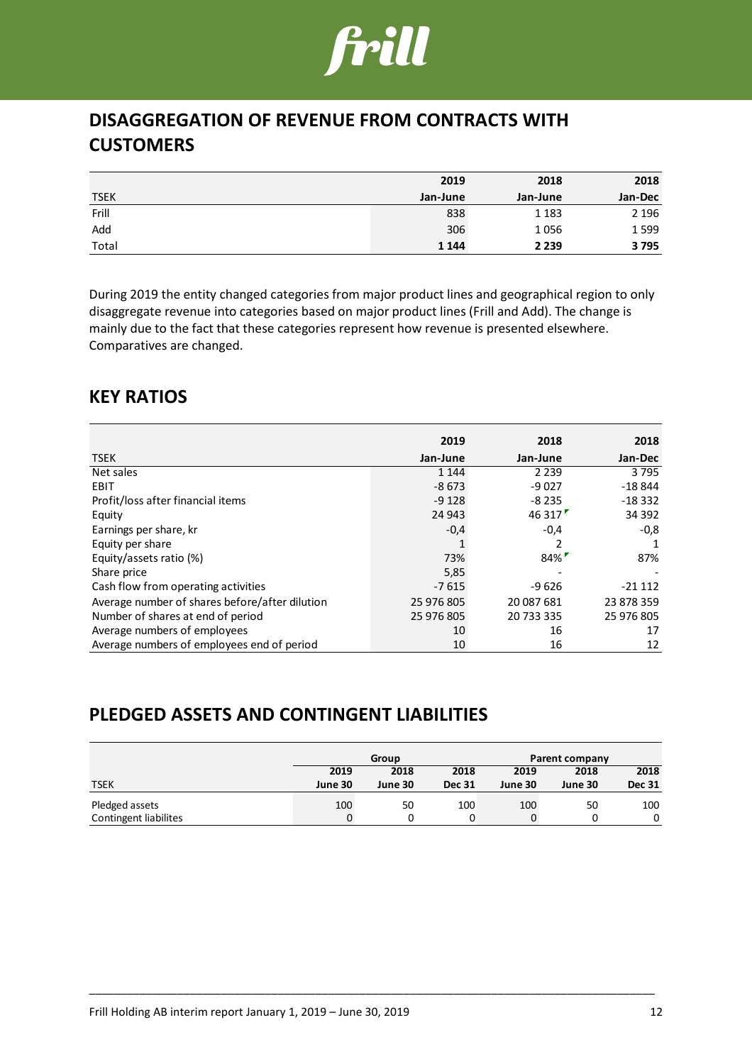## DISAGGREGATION OF REVENUE FROM CONTRACTS WITH CUSTOMERS

| TSEK | 2019 Jan-June | 2018 Jan-June | 2018 Jan-Dec |
|---|---|---|---|
| Frill | 838 | 1 183 | 2 196 |
| Add | 306 | 1 056 | 1 599 |
| Total | **1 144** | **2 239** | **3 795** |

During 2019 the entity changed categories from major product lines and geographical region to only disaggregate revenue into categories based on major product lines (Frill and Add). The change is mainly due to the fact that these categories represent how revenue is presented elsewhere. Comparatives are changed.

## KEY RATIOS

| TSEK | 2019 Jan-June | 2018 Jan-June | 2018 Jan-Dec |
|---|---|---|---|
| Net sales | 1 144 | 2 239 | 3 795 |
| EBIT | -8 673 | -9 027 | -18 844 |
| Profit/loss after financial items | -9 128 | -8 235 | -18 332 |
| Equity | 24 943 | 46 317 | 34 392 |
| Earnings per share, kr | -0,4 | -0,4 | -0,8 |
| Equity per share | 1 | 2 | 1 |
| Equity/assets ratio (%) | 73% | 84% | 87% |
| Share price | 5,85 | - | - |
| Cash flow from operating activities | -7 615 | -9 626 | -21 112 |
| Average number of shares before/after dilution | 25 976 805 | 20 087 681 | 23 878 359 |
| Number of shares at end of period | 25 976 805 | 20 733 335 | 25 976 805 |
| Average numbers of employees | 10 | 16 | 17 |
| Average numbers of employees end of period | 10 | 16 | 12 |

## PLEDGED ASSETS AND CONTINGENT LIABILITIES

| | Group | | | Parent company | | |
|---|---|---|---|---|---|---|
| TSEK | 2019 June 30 | 2018 June 30 | 2018 Dec 31 | 2019 June 30 | 2018 June 30 | 2018 Dec 31 |
| Pledged assets | 100 | 50 | 100 | 100 | 50 | 100 |
| Contingent liabilites | 0 | 0 | 0 | 0 | 0 | 0 |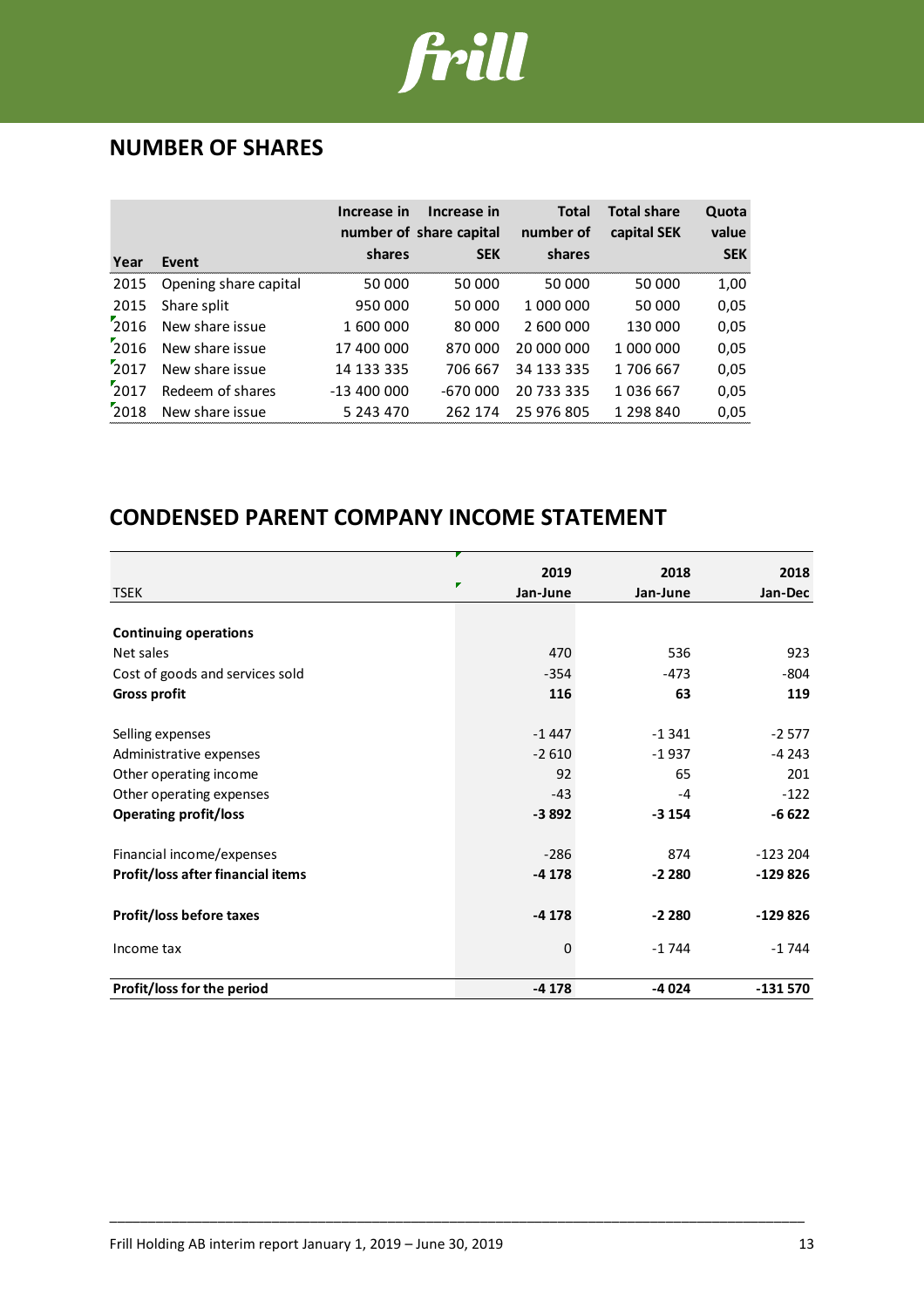## NUMBER OF SHARES

| Year | Event | Increase in number of shares | Increase in share capital SEK | Total number of shares | Total share capital SEK | Quota value SEK |
|---|---|---|---|---|---|---|
| 2015 | Opening share capital | 50 000 | 50 000 | 50 000 | 50 000 | 1,00 |
| 2015 | Share split | 950 000 | 50 000 | 1 000 000 | 50 000 | 0,05 |
| 2016 | New share issue | 1 600 000 | 80 000 | 2 600 000 | 130 000 | 0,05 |
| 2016 | New share issue | 17 400 000 | 870 000 | 20 000 000 | 1 000 000 | 0,05 |
| 2017 | New share issue | 14 133 335 | 706 667 | 34 133 335 | 1 706 667 | 0,05 |
| 2017 | Redeem of shares | -13 400 000 | -670 000 | 20 733 335 | 1 036 667 | 0,05 |
| 2018 | New share issue | 5 243 470 | 262 174 | 25 976 805 | 1 298 840 | 0,05 |

## CONDENSED PARENT COMPANY INCOME STATEMENT

| TSEK | 2019 Jan-June | 2018 Jan-June | 2018 Jan-Dec |
|---|---|---|---|
| **Continuing operations** | | | |
| Net sales | 470 | 536 | 923 |
| Cost of goods and services sold | -354 | -473 | -804 |
| **Gross profit** | **116** | **63** | **119** |
| | | | |
| Selling expenses | -1 447 | -1 341 | -2 577 |
| Administrative expenses | -2 610 | -1 937 | -4 243 |
| Other operating income | 92 | 65 | 201 |
| Other operating expenses | -43 | -4 | -122 |
| **Operating profit/loss** | **-3 892** | **-3 154** | **-6 622** |
| | | | |
| Financial income/expenses | -286 | 874 | -123 204 |
| **Profit/loss after financial items** | **-4 178** | **-2 280** | **-129 826** |
| | | | |
| **Profit/loss before taxes** | **-4 178** | **-2 280** | **-129 826** |
| | | | |
| Income tax | 0 | -1 744 | -1 744 |
| | | | |
| **Profit/loss for the period** | **-4 178** | **-4 024** | **-131 570** |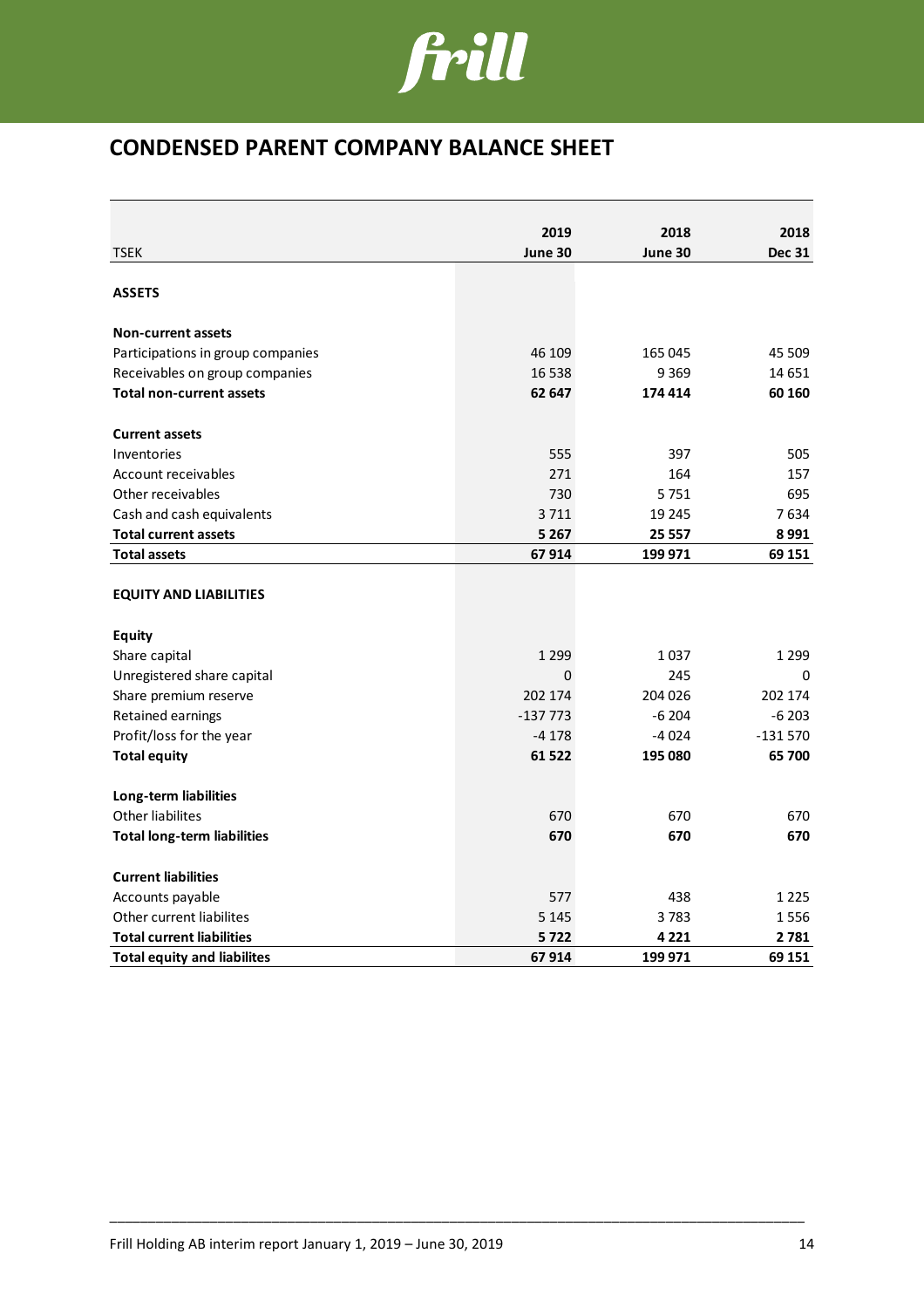## CONDENSED PARENT COMPANY BALANCE SHEET

| TSEK | 2019 June 30 | 2018 June 30 | 2018 Dec 31 |
|---|---|---|---|
| **ASSETS** | | | |
| **Non-current assets** | | | |
| Participations in group companies | 46 109 | 165 045 | 45 509 |
| Receivables on group companies | 16 538 | 9 369 | 14 651 |
| **Total non-current assets** | **62 647** | **174 414** | **60 160** |
| **Current assets** | | | |
| Inventories | 555 | 397 | 505 |
| Account receivables | 271 | 164 | 157 |
| Other receivables | 730 | 5 751 | 695 |
| Cash and cash equivalents | 3 711 | 19 245 | 7 634 |
| **Total current assets** | **5 267** | **25 557** | **8 991** |
| **Total assets** | **67 914** | **199 971** | **69 151** |
| **EQUITY AND LIABILITIES** | | | |
| **Equity** | | | |
| Share capital | 1 299 | 1 037 | 1 299 |
| Unregistered share capital | 0 | 245 | 0 |
| Share premium reserve | 202 174 | 204 026 | 202 174 |
| Retained earnings | -137 773 | -6 204 | -6 203 |
| Profit/loss for the year | -4 178 | -4 024 | -131 570 |
| **Total equity** | **61 522** | **195 080** | **65 700** |
| **Long-term liabilities** | | | |
| Other liabilites | 670 | 670 | 670 |
| **Total long-term liabilities** | **670** | **670** | **670** |
| **Current liabilities** | | | |
| Accounts payable | 577 | 438 | 1 225 |
| Other current liabilites | 5 145 | 3 783 | 1 556 |
| **Total current liabilities** | **5 722** | **4 221** | **2 781** |
| **Total equity and liabilites** | **67 914** | **199 971** | **69 151** |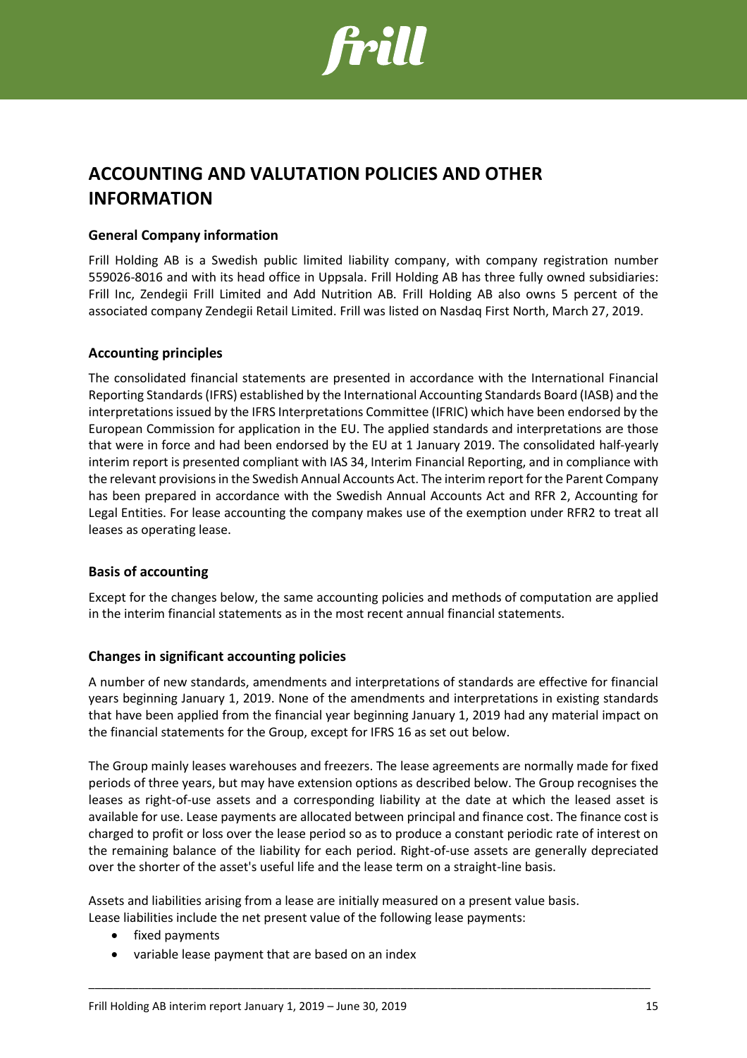# ACCOUNTING AND VALUTATION POLICIES AND OTHER INFORMATION

### General Company information

Frill Holding AB is a Swedish public limited liability company, with company registration number 559026-8016 and with its head office in Uppsala. Frill Holding AB has three fully owned subsidiaries: Frill Inc, Zendegii Frill Limited and Add Nutrition AB. Frill Holding AB also owns 5 percent of the associated company Zendegii Retail Limited. Frill was listed on Nasdaq First North, March 27, 2019.

### Accounting principles

The consolidated financial statements are presented in accordance with the International Financial Reporting Standards (IFRS) established by the International Accounting Standards Board (IASB) and the interpretations issued by the IFRS Interpretations Committee (IFRIC) which have been endorsed by the European Commission for application in the EU. The applied standards and interpretations are those that were in force and had been endorsed by the EU at 1 January 2019. The consolidated half-yearly interim report is presented compliant with IAS 34, Interim Financial Reporting, and in compliance with the relevant provisions in the Swedish Annual Accounts Act. The interim report for the Parent Company has been prepared in accordance with the Swedish Annual Accounts Act and RFR 2, Accounting for Legal Entities. For lease accounting the company makes use of the exemption under RFR2 to treat all leases as operating lease.

### Basis of accounting

Except for the changes below, the same accounting policies and methods of computation are applied in the interim financial statements as in the most recent annual financial statements.

### Changes in significant accounting policies

A number of new standards, amendments and interpretations of standards are effective for financial years beginning January 1, 2019. None of the amendments and interpretations in existing standards that have been applied from the financial year beginning January 1, 2019 had any material impact on the financial statements for the Group, except for IFRS 16 as set out below.

The Group mainly leases warehouses and freezers. The lease agreements are normally made for fixed periods of three years, but may have extension options as described below. The Group recognises the leases as right-of-use assets and a corresponding liability at the date at which the leased asset is available for use. Lease payments are allocated between principal and finance cost. The finance cost is charged to profit or loss over the lease period so as to produce a constant periodic rate of interest on the remaining balance of the liability for each period. Right-of-use assets are generally depreciated over the shorter of the asset's useful life and the lease term on a straight-line basis.

Assets and liabilities arising from a lease are initially measured on a present value basis.
Lease liabilities include the net present value of the following lease payments:

- fixed payments
- variable lease payment that are based on an index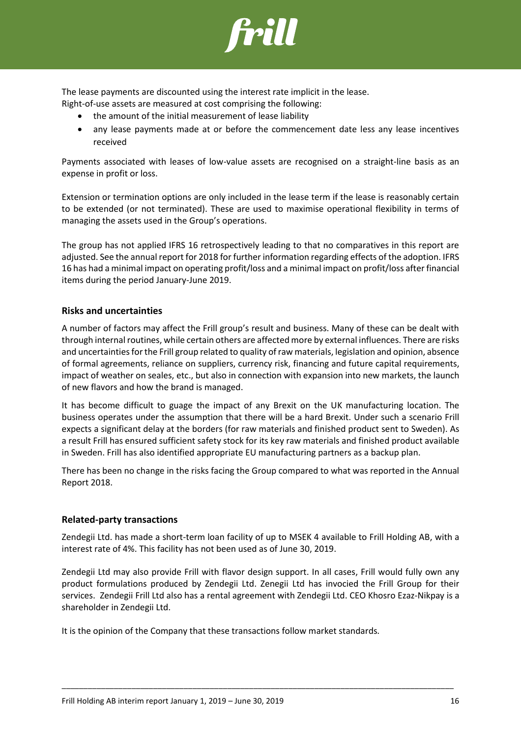The lease payments are discounted using the interest rate implicit in the lease.
Right-of-use assets are measured at cost comprising the following:

- the amount of the initial measurement of lease liability
- any lease payments made at or before the commencement date less any lease incentives received

Payments associated with leases of low-value assets are recognised on a straight-line basis as an expense in profit or loss.

Extension or termination options are only included in the lease term if the lease is reasonably certain to be extended (or not terminated). These are used to maximise operational flexibility in terms of managing the assets used in the Group's operations.

The group has not applied IFRS 16 retrospectively leading to that no comparatives in this report are adjusted. See the annual report for 2018 for further information regarding effects of the adoption. IFRS 16 has had a minimal impact on operating profit/loss and a minimal impact on profit/loss after financial items during the period January-June 2019.

## Risks and uncertainties

A number of factors may affect the Frill group's result and business. Many of these can be dealt with through internal routines, while certain others are affected more by external influences. There are risks and uncertainties for the Frill group related to quality of raw materials, legislation and opinion, absence of formal agreements, reliance on suppliers, currency risk, financing and future capital requirements, impact of weather on seales, etc., but also in connection with expansion into new markets, the launch of new flavors and how the brand is managed.

It has become difficult to guage the impact of any Brexit on the UK manufacturing location. The business operates under the assumption that there will be a hard Brexit. Under such a scenario Frill expects a significant delay at the borders (for raw materials and finished product sent to Sweden). As a result Frill has ensured sufficient safety stock for its key raw materials and finished product available in Sweden. Frill has also identified appropriate EU manufacturing partners as a backup plan.

There has been no change in the risks facing the Group compared to what was reported in the Annual Report 2018.

## Related-party transactions

Zendegii Ltd. has made a short-term loan facility of up to MSEK 4 available to Frill Holding AB, with a interest rate of 4%. This facility has not been used as of June 30, 2019.

Zendegii Ltd may also provide Frill with flavor design support. In all cases, Frill would fully own any product formulations produced by Zendegii Ltd. Zenegii Ltd has invocied the Frill Group for their services. Zendegii Frill Ltd also has a rental agreement with Zendegii Ltd. CEO Khosro Ezaz-Nikpay is a shareholder in Zendegii Ltd.

It is the opinion of the Company that these transactions follow market standards.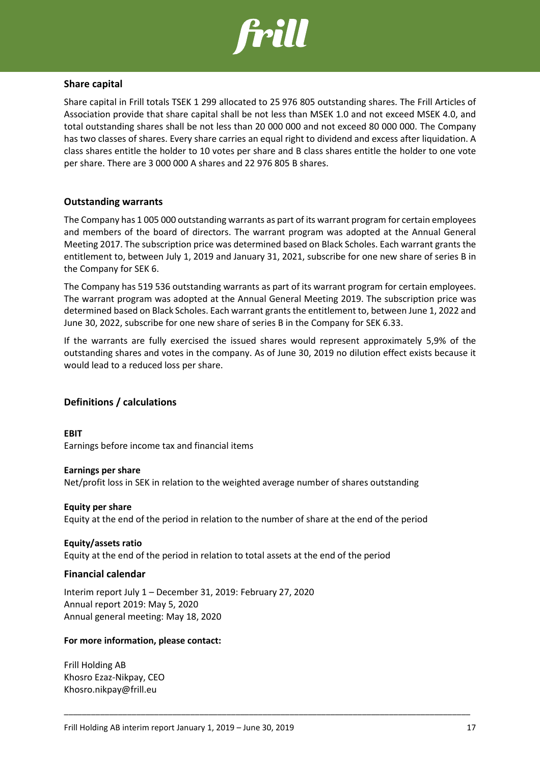## Share capital

Share capital in Frill totals TSEK 1 299 allocated to 25 976 805 outstanding shares. The Frill Articles of Association provide that share capital shall be not less than MSEK 1.0 and not exceed MSEK 4.0, and total outstanding shares shall be not less than 20 000 000 and not exceed 80 000 000. The Company has two classes of shares. Every share carries an equal right to dividend and excess after liquidation. A class shares entitle the holder to 10 votes per share and B class shares entitle the holder to one vote per share. There are 3 000 000 A shares and 22 976 805 B shares.

## Outstanding warrants

The Company has 1 005 000 outstanding warrants as part of its warrant program for certain employees and members of the board of directors. The warrant program was adopted at the Annual General Meeting 2017. The subscription price was determined based on Black Scholes. Each warrant grants the entitlement to, between July 1, 2019 and January 31, 2021, subscribe for one new share of series B in the Company for SEK 6.

The Company has 519 536 outstanding warrants as part of its warrant program for certain employees. The warrant program was adopted at the Annual General Meeting 2019. The subscription price was determined based on Black Scholes. Each warrant grants the entitlement to, between June 1, 2022 and June 30, 2022, subscribe for one new share of series B in the Company for SEK 6.33.

If the warrants are fully exercised the issued shares would represent approximately 5,9% of the outstanding shares and votes in the company. As of June 30, 2019 no dilution effect exists because it would lead to a reduced loss per share.

## Definitions / calculations

**EBIT**
Earnings before income tax and financial items

**Earnings per share**
Net/profit loss in SEK in relation to the weighted average number of shares outstanding

**Equity per share**
Equity at the end of the period in relation to the number of share at the end of the period

**Equity/assets ratio**
Equity at the end of the period in relation to total assets at the end of the period

## Financial calendar

Interim report July 1 – December 31, 2019: February 27, 2020
Annual report 2019: May 5, 2020
Annual general meeting: May 18, 2020

**For more information, please contact:**

Frill Holding AB
Khosro Ezaz-Nikpay, CEO
Khosro.nikpay@frill.eu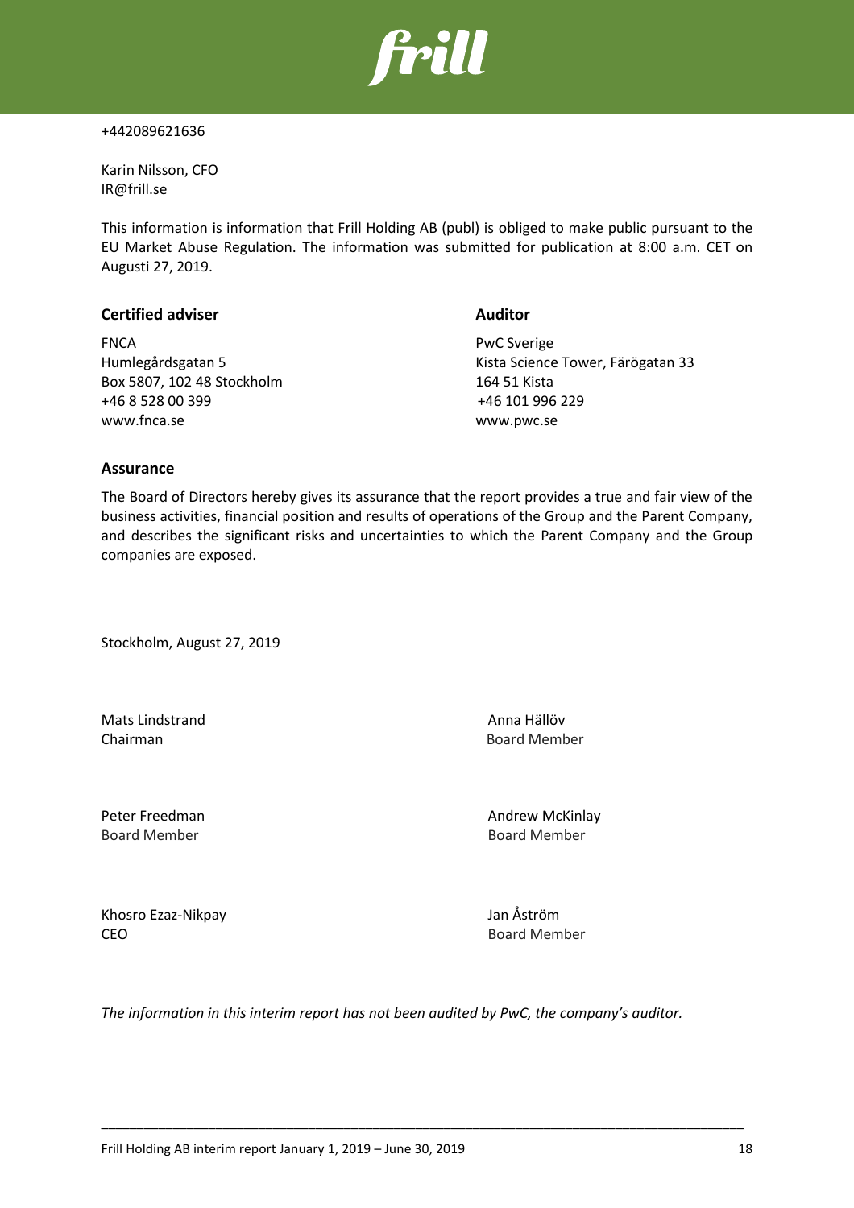+442089621636

Karin Nilsson, CFO
IR@frill.se

This information is information that Frill Holding AB (publ) is obliged to make public pursuant to the EU Market Abuse Regulation. The information was submitted for publication at 8:00 a.m. CET on Augusti 27, 2019.

**Certified adviser**

FNCA
Humlegårdsgatan 5
Box 5807, 102 48 Stockholm
+46 8 528 00 399
www.fnca.se

**Auditor**

PwC Sverige
Kista Science Tower, Färögatan 33
164 51 Kista
+46 101 996 229
www.pwc.se

**Assurance**

The Board of Directors hereby gives its assurance that the report provides a true and fair view of the business activities, financial position and results of operations of the Group and the Parent Company, and describes the significant risks and uncertainties to which the Parent Company and the Group companies are exposed.

Stockholm, August 27, 2019

Mats Lindstrand
Chairman

Anna Hällöv
Board Member

Peter Freedman
Board Member

Andrew McKinlay
Board Member

Khosro Ezaz-Nikpay
CEO

Jan Åström
Board Member

*The information in this interim report has not been audited by PwC, the company's auditor.*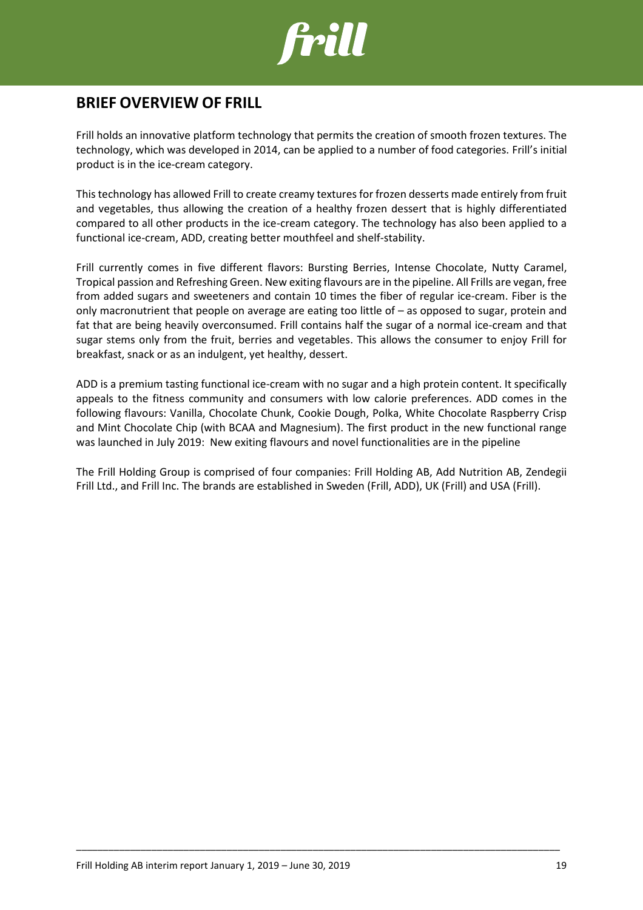## BRIEF OVERVIEW OF FRILL

Frill holds an innovative platform technology that permits the creation of smooth frozen textures. The technology, which was developed in 2014, can be applied to a number of food categories. Frill's initial product is in the ice-cream category.

This technology has allowed Frill to create creamy textures for frozen desserts made entirely from fruit and vegetables, thus allowing the creation of a healthy frozen dessert that is highly differentiated compared to all other products in the ice-cream category. The technology has also been applied to a functional ice-cream, ADD, creating better mouthfeel and shelf-stability.

Frill currently comes in five different flavors: Bursting Berries, Intense Chocolate, Nutty Caramel, Tropical passion and Refreshing Green. New exiting flavours are in the pipeline. All Frills are vegan, free from added sugars and sweeteners and contain 10 times the fiber of regular ice-cream. Fiber is the only macronutrient that people on average are eating too little of – as opposed to sugar, protein and fat that are being heavily overconsumed. Frill contains half the sugar of a normal ice-cream and that sugar stems only from the fruit, berries and vegetables. This allows the consumer to enjoy Frill for breakfast, snack or as an indulgent, yet healthy, dessert.

ADD is a premium tasting functional ice-cream with no sugar and a high protein content. It specifically appeals to the fitness community and consumers with low calorie preferences. ADD comes in the following flavours: Vanilla, Chocolate Chunk, Cookie Dough, Polka, White Chocolate Raspberry Crisp and Mint Chocolate Chip (with BCAA and Magnesium). The first product in the new functional range was launched in July 2019: New exiting flavours and novel functionalities are in the pipeline

The Frill Holding Group is comprised of four companies: Frill Holding AB, Add Nutrition AB, Zendegii Frill Ltd., and Frill Inc. The brands are established in Sweden (Frill, ADD), UK (Frill) and USA (Frill).